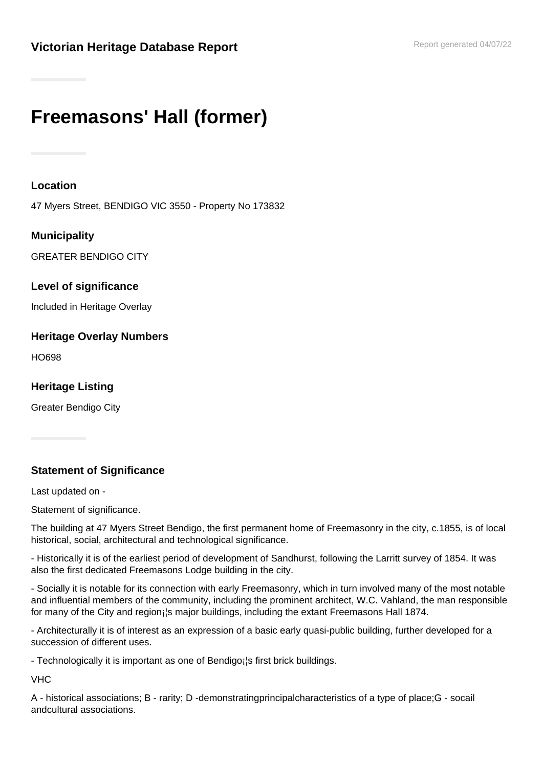**Victorian Heritage Database Report**

Report generated 04/07/22

# Freemasons' Hall (former)

### Location

47 Myers Street, BENDIGO VIC 3550 - Property No 173832

### Municipality

GREATER BENDIGO CITY

### Level of significance

Included in Heritage Overlay

### Heritage Overlay Numbers

HO698

### Heritage Listing

Greater Bendigo City

### Statement of Significance

Last updated on -

Statement of significance.

The building at 47 Myers Street Bendigo, the first permanent home of Freemasonry in the city, c.1855, is of local historical, social, architectural and technological significance.

- Historically it is of the earliest period of development of Sandhurst, following the Larritt survey of 1854. It was also the first dedicated Freemasons Lodge building in the city.

- Socially it is notable for its connection with early Freemasonry, which in turn involved many of the most notable and influential members of the community, including the prominent architect, W.C. Vahland, the man responsible for many of the City and region¡¦s major buildings, including the extant Freemasons Hall 1874.

- Architecturally it is of interest as an expression of a basic early quasi-public building, further developed for a succession of different uses.

- Technologically it is important as one of Bendigo¡¦s first brick buildings.

VHC

A - historical associations; B - rarity; D -demonstratingprincipalcharacteristics of a type of place;G - socail andcultural associations.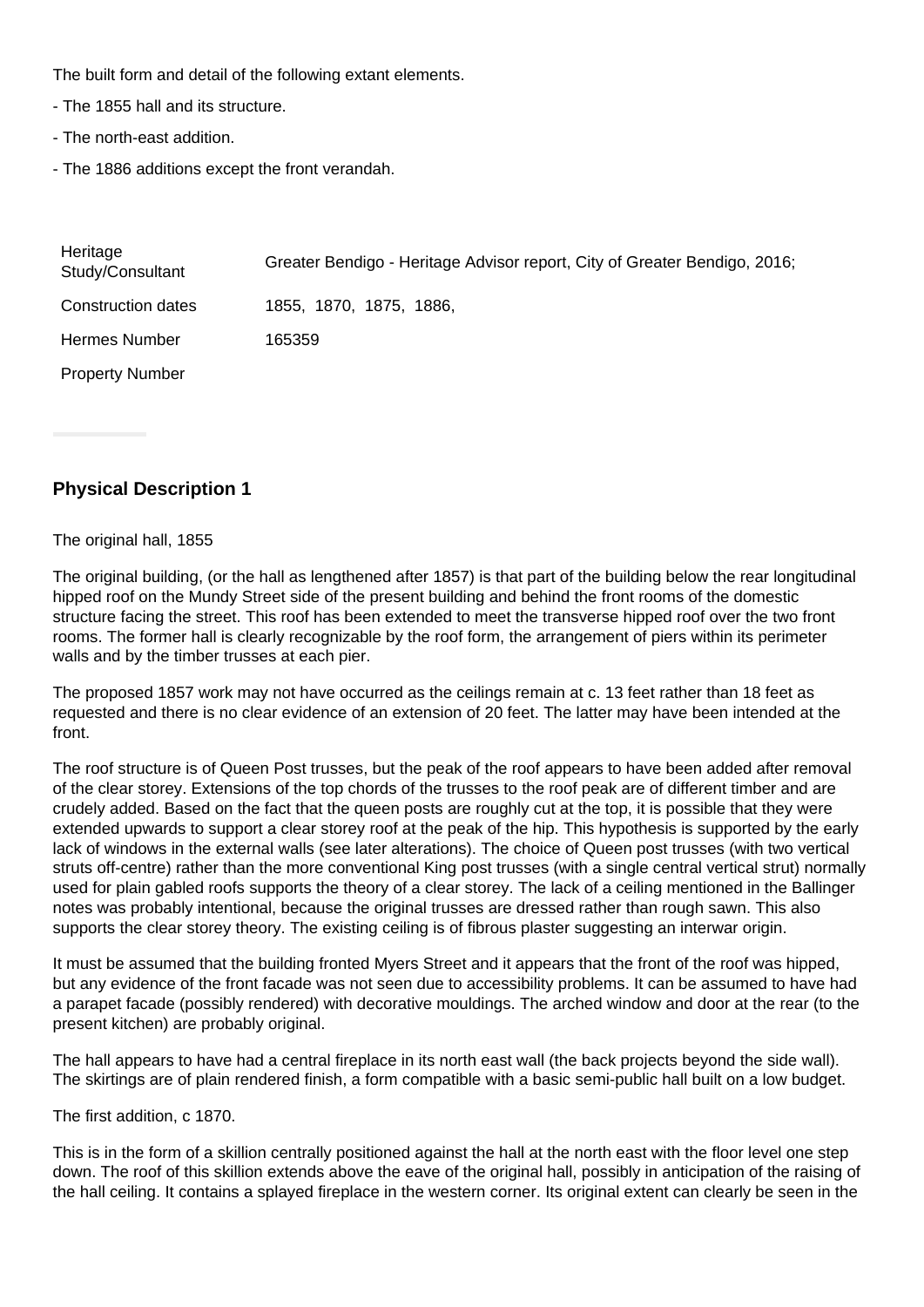The built form and detail of the following extant elements.

- The 1855 hall and its structure.

- The north-east addition.

- The 1886 additions except the front verandah.

| Heritage Study/Consultant | Greater Bendigo - Heritage Advisor report, City of Greater Bendigo, 2016; |
|---|---|
| Construction dates | 1855, 1870, 1875, 1886, |
| Hermes Number | 165359 |
| Property Number | |

## Physical Description 1

The original hall, 1855

The original building, (or the hall as lengthened after 1857) is that part of the building below the rear longitudinal hipped roof on the Mundy Street side of the present building and behind the front rooms of the domestic structure facing the street. This roof has been extended to meet the transverse hipped roof over the two front rooms. The former hall is clearly recognizable by the roof form, the arrangement of piers within its perimeter walls and by the timber trusses at each pier.

The proposed 1857 work may not have occurred as the ceilings remain at c. 13 feet rather than 18 feet as requested and there is no clear evidence of an extension of 20 feet. The latter may have been intended at the front.

The roof structure is of Queen Post trusses, but the peak of the roof appears to have been added after removal of the clear storey. Extensions of the top chords of the trusses to the roof peak are of different timber and are crudely added. Based on the fact that the queen posts are roughly cut at the top, it is possible that they were extended upwards to support a clear storey roof at the peak of the hip. This hypothesis is supported by the early lack of windows in the external walls (see later alterations). The choice of Queen post trusses (with two vertical struts off-centre) rather than the more conventional King post trusses (with a single central vertical strut) normally used for plain gabled roofs supports the theory of a clear storey. The lack of a ceiling mentioned in the Ballinger notes was probably intentional, because the original trusses are dressed rather than rough sawn. This also supports the clear storey theory. The existing ceiling is of fibrous plaster suggesting an interwar origin.

It must be assumed that the building fronted Myers Street and it appears that the front of the roof was hipped, but any evidence of the front facade was not seen due to accessibility problems. It can be assumed to have had a parapet facade (possibly rendered) with decorative mouldings. The arched window and door at the rear (to the present kitchen) are probably original.

The hall appears to have had a central fireplace in its north east wall (the back projects beyond the side wall). The skirtings are of plain rendered finish, a form compatible with a basic semi-public hall built on a low budget.

The first addition, c 1870.

This is in the form of a skillion centrally positioned against the hall at the north east with the floor level one step down. The roof of this skillion extends above the eave of the original hall, possibly in anticipation of the raising of the hall ceiling. It contains a splayed fireplace in the western corner. Its original extent can clearly be seen in the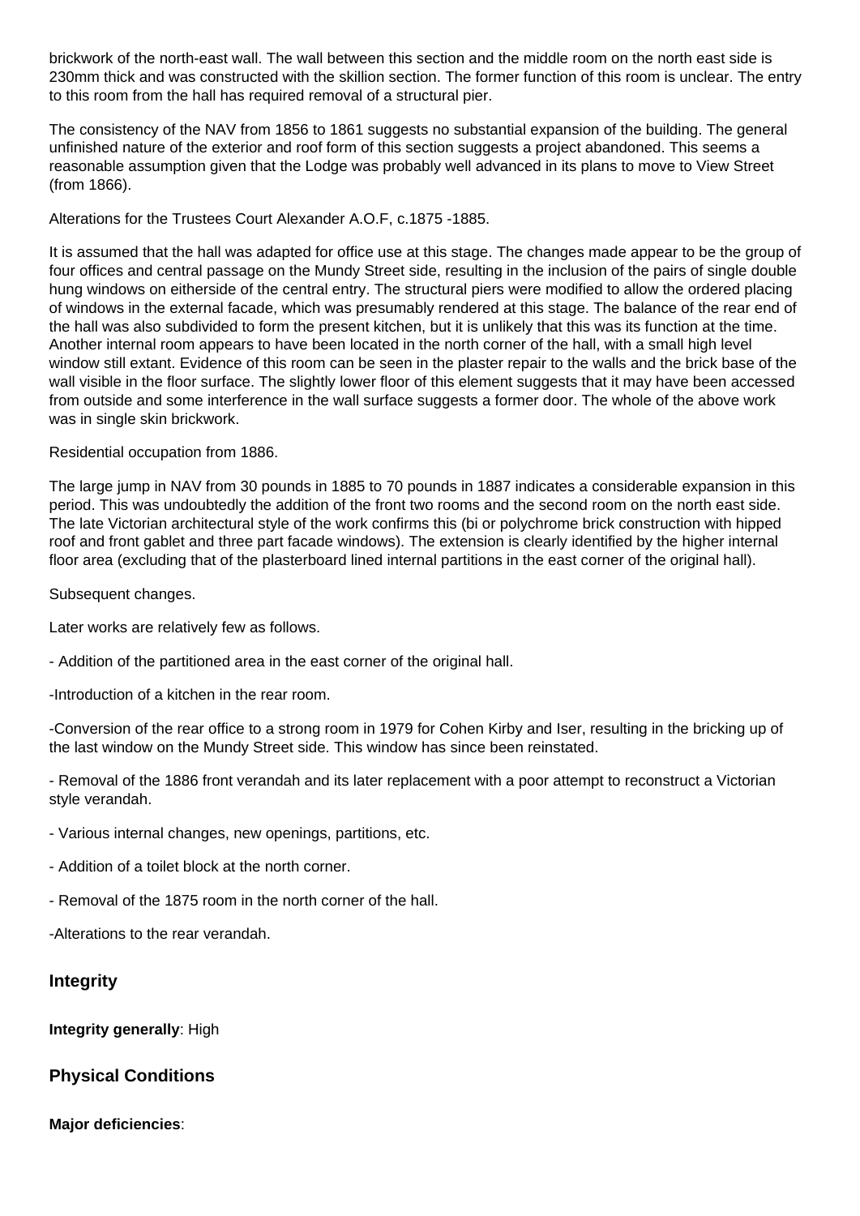brickwork of the north-east wall. The wall between this section and the middle room on the north east side is 230mm thick and was constructed with the skillion section. The former function of this room is unclear. The entry to this room from the hall has required removal of a structural pier.

The consistency of the NAV from 1856 to 1861 suggests no substantial expansion of the building. The general unfinished nature of the exterior and roof form of this section suggests a project abandoned. This seems a reasonable assumption given that the Lodge was probably well advanced in its plans to move to View Street (from 1866).

Alterations for the Trustees Court Alexander A.O.F, c.1875 -1885.

It is assumed that the hall was adapted for office use at this stage. The changes made appear to be the group of four offices and central passage on the Mundy Street side, resulting in the inclusion of the pairs of single double hung windows on eitherside of the central entry. The structural piers were modified to allow the ordered placing of windows in the external facade, which was presumably rendered at this stage. The balance of the rear end of the hall was also subdivided to form the present kitchen, but it is unlikely that this was its function at the time. Another internal room appears to have been located in the north corner of the hall, with a small high level window still extant. Evidence of this room can be seen in the plaster repair to the walls and the brick base of the wall visible in the floor surface. The slightly lower floor of this element suggests that it may have been accessed from outside and some interference in the wall surface suggests a former door. The whole of the above work was in single skin brickwork.

Residential occupation from 1886.

The large jump in NAV from 30 pounds in 1885 to 70 pounds in 1887 indicates a considerable expansion in this period. This was undoubtedly the addition of the front two rooms and the second room on the north east side. The late Victorian architectural style of the work confirms this (bi or polychrome brick construction with hipped roof and front gablet and three part facade windows). The extension is clearly identified by the higher internal floor area (excluding that of the plasterboard lined internal partitions in the east corner of the original hall).

Subsequent changes.

Later works are relatively few as follows.

- Addition of the partitioned area in the east corner of the original hall.

- Introduction of a kitchen in the rear room.

- Conversion of the rear office to a strong room in 1979 for Cohen Kirby and Iser, resulting in the bricking up of the last window on the Mundy Street side. This window has since been reinstated.

- Removal of the 1886 front verandah and its later replacement with a poor attempt to reconstruct a Victorian style verandah.

- Various internal changes, new openings, partitions, etc.

- Addition of a toilet block at the north corner.

- Removal of the 1875 room in the north corner of the hall.

- Alterations to the rear verandah.

## Integrity

**Integrity generally**: High

## Physical Conditions

**Major deficiencies**: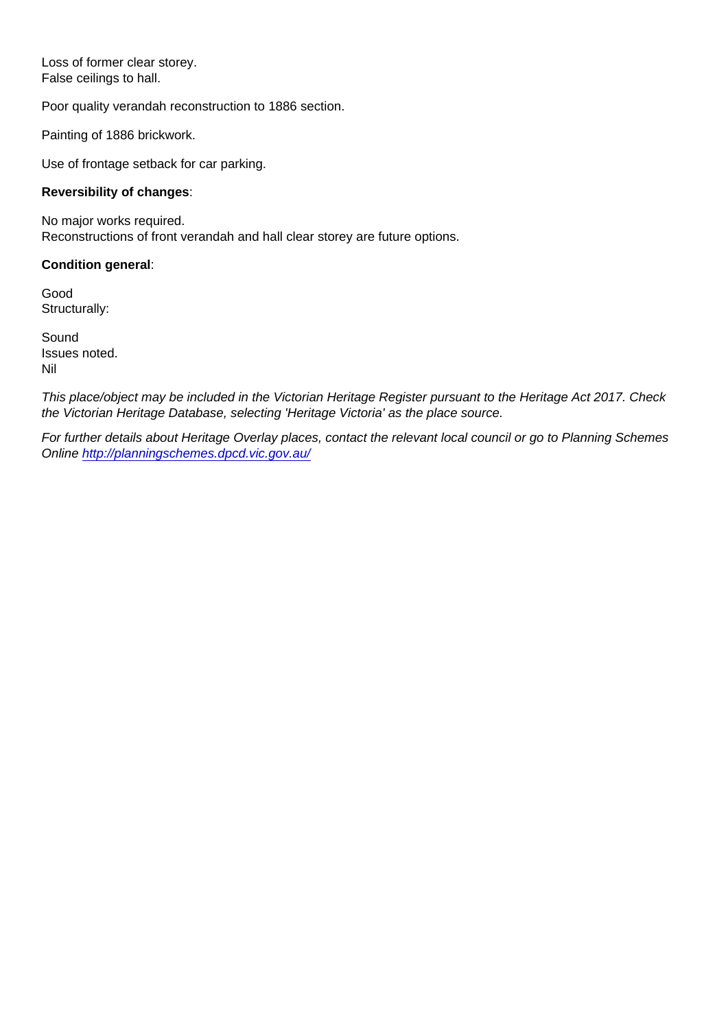Loss of former clear storey.
False ceilings to hall.

Poor quality verandah reconstruction to 1886 section.

Painting of 1886 brickwork.

Use of frontage setback for car parking.

**Reversibility of changes**:

No major works required.
Reconstructions of front verandah and hall clear storey are future options.

**Condition general**:

Good
Structurally:

Sound
Issues noted.
Nil

*This place/object may be included in the Victorian Heritage Register pursuant to the Heritage Act 2017. Check the Victorian Heritage Database, selecting 'Heritage Victoria' as the place source.*

*For further details about Heritage Overlay places, contact the relevant local council or go to Planning Schemes Online [http://planningschemes.dpcd.vic.gov.au/](http://planningschemes.dpcd.vic.gov.au/)*